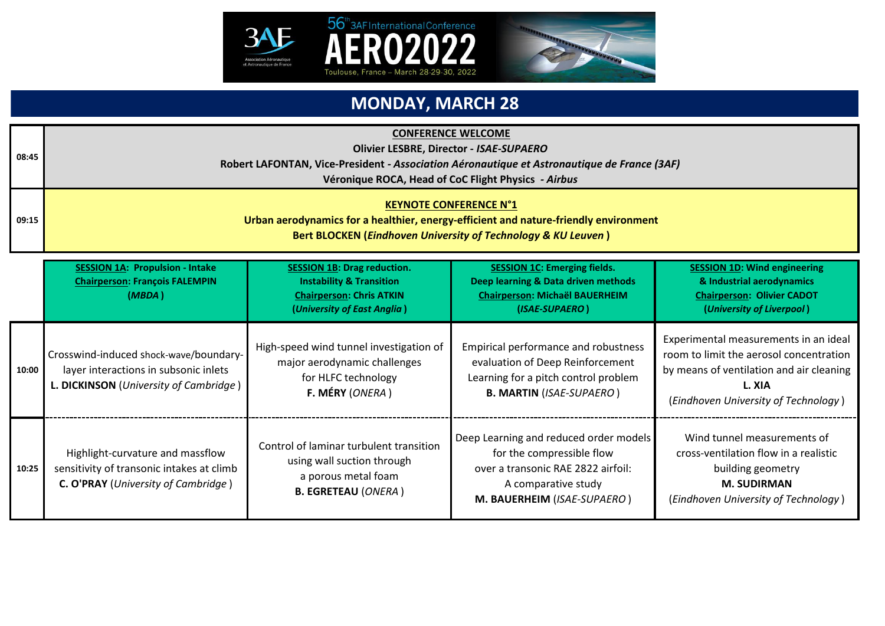56th 3AF International Conference AERO2022 — Toulouse, France – March 28-29-30, 2022

# MONDAY, MARCH 28

| Time | | | | |
|---|---|---|---|---|
| 08:45 | **CONFERENCE WELCOME**<br>**Olivier LESBRE, Director - *ISAE-SUPAERO***<br>**Robert LAFONTAN, Vice-President - *Association Aéronautique et Astronautique de France (3AF)***<br>**Véronique ROCA, Head of CoC Flight Physics - *Airbus*** | | | |
| 09:15 | **KEYNOTE CONFERENCE N°1**<br>**Urban aerodynamics for a healthier, energy-efficient and nature-friendly environment**<br>**Bert BLOCKEN (*Eindhoven University of Technology & KU Leuven*)** | | | |

| | **SESSION 1A: Propulsion - Intake**<br>**Chairperson: François FALEMPIN**<br>**(*MBDA*)** | **SESSION 1B: Drag reduction. Instability & Transition**<br>**Chairperson: Chris ATKIN**<br>**(*University of East Anglia*)** | **SESSION 1C: Emerging fields. Deep learning & Data driven methods**<br>**Chairperson: Michaël BAUERHEIM**<br>**(*ISAE-SUPAERO*)** | **SESSION 1D: Wind engineering & Industrial aerodynamics**<br>**Chairperson: Olivier CADOT**<br>**(*University of Liverpool*)** |
|---|---|---|---|---|
| 10:00 | Crosswind-induced shock-wave/boundary-layer interactions in subsonic inlets<br>**L. DICKINSON** (*University of Cambridge*) | High-speed wind tunnel investigation of major aerodynamic challenges for HLFC technology<br>**F. MÉRY** (*ONERA*) | Empirical performance and robustness evaluation of Deep Reinforcement Learning for a pitch control problem<br>**B. MARTIN** (*ISAE-SUPAERO*) | Experimental measurements in an ideal room to limit the aerosol concentration by means of ventilation and air cleaning<br>**L. XIA**<br>(*Eindhoven University of Technology*) |
| 10:25 | Highlight-curvature and massflow sensitivity of transonic intakes at climb<br>**C. O'PRAY** (*University of Cambridge*) | Control of laminar turbulent transition using wall suction through a porous metal foam<br>**B. EGRETEAU** (*ONERA*) | Deep Learning and reduced order models for the compressible flow over a transonic RAE 2822 airfoil: A comparative study<br>**M. BAUERHEIM** (*ISAE-SUPAERO*) | Wind tunnel measurements of cross-ventilation flow in a realistic building geometry<br>**M. SUDIRMAN**<br>(*Eindhoven University of Technology*) |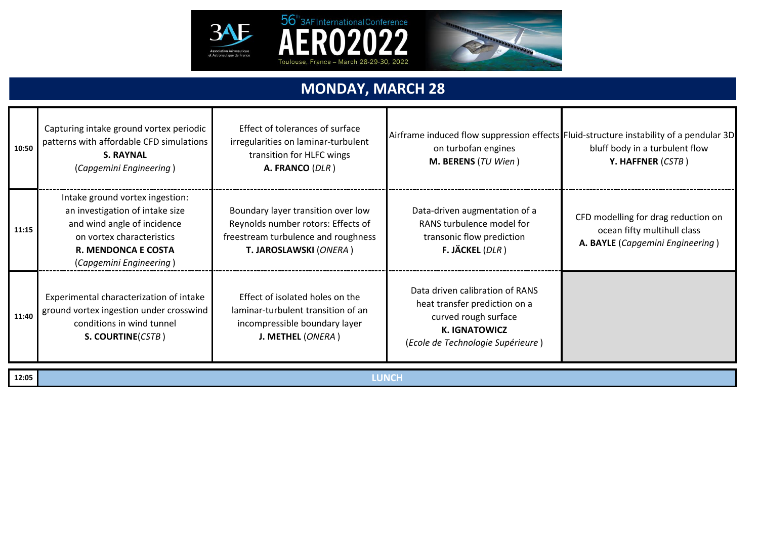## MONDAY, MARCH 28

| | | | | |
|---|---|---|---|---|
| 10:50 | Capturing intake ground vortex periodic patterns with affordable CFD simulations **S. RAYNAL** (*Capgemini Engineering*) | Effect of tolerances of surface irregularities on laminar-turbulent transition for HLFC wings **A. FRANCO** (*DLR*) | Airframe induced flow suppression effects on turbofan engines **M. BERENS** (*TU Wien*) | Fluid-structure instability of a pendular 3D bluff body in a turbulent flow **Y. HAFFNER** (*CSTB*) |
| 11:15 | Intake ground vortex ingestion: an investigation of intake size and wind angle of incidence on vortex characteristics **R. MENDONCA E COSTA** (*Capgemini Engineering*) | Boundary layer transition over low Reynolds number rotors: Effects of freestream turbulence and roughness **T. JAROSLAWSKI** (*ONERA*) | Data-driven augmentation of a RANS turbulence model for transonic flow prediction **F. JÄCKEL** (*DLR*) | CFD modelling for drag reduction on ocean fifty multihull class **A. BAYLE** (*Capgemini Engineering*) |
| 11:40 | Experimental characterization of intake ground vortex ingestion under crosswind conditions in wind tunnel **S. COURTINE**(*CSTB*) | Effect of isolated holes on the laminar-turbulent transition of an incompressible boundary layer **J. METHEL** (*ONERA*) | Data driven calibration of RANS heat transfer prediction on a curved rough surface **K. IGNATOWICZ** (*Ecole de Technologie Supérieure*) | |
| 12:05 | LUNCH | | | |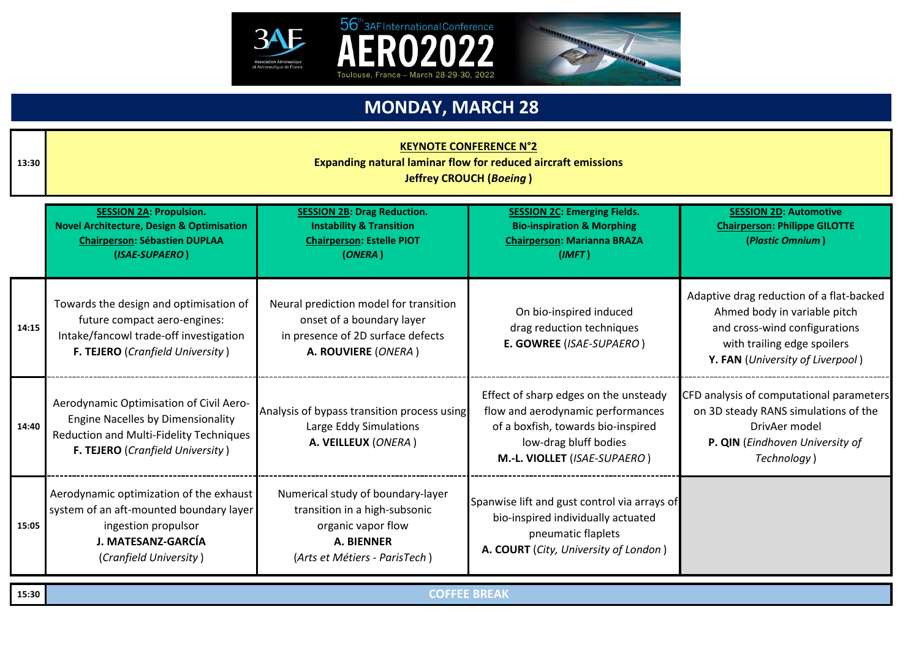# MONDAY, MARCH 28

| | |
|---|---|
| 13:30 | **KEYNOTE CONFERENCE N°2**<br>**Expanding natural laminar flow for reduced aircraft emissions**<br>**Jeffrey CROUCH (*Boeing*)** |

| | **SESSION 2A: Propulsion. Novel Architecture, Design & Optimisation**<br>**Chairperson: Sébastien DUPLAA (*ISAE-SUPAERO*)** | **SESSION 2B: Drag Reduction. Instability & Transition**<br>**Chairperson: Estelle PIOT (*ONERA*)** | **SESSION 2C: Emerging Fields. Bio-inspiration & Morphing**<br>**Chairperson: Marianna BRAZA (*IMFT*)** | **SESSION 2D: Automotive**<br>**Chairperson: Philippe GILOTTE (*Plastic Omnium*)** |
|---|---|---|---|---|
| 14:15 | Towards the design and optimisation of future compact aero-engines: Intake/fancowl trade-off investigation<br>**F. TEJERO** (*Cranfield University*) | Neural prediction model for transition onset of a boundary layer in presence of 2D surface defects<br>**A. ROUVIERE** (*ONERA*) | On bio-inspired induced drag reduction techniques<br>**E. GOWREE** (*ISAE-SUPAERO*) | Adaptive drag reduction of a flat-backed Ahmed body in variable pitch and cross-wind configurations with trailing edge spoilers<br>**Y. FAN** (*University of Liverpool*) |
| 14:40 | Aerodynamic Optimisation of Civil Aero-Engine Nacelles by Dimensionality Reduction and Multi-Fidelity Techniques<br>**F. TEJERO** (*Cranfield University*) | Analysis of bypass transition process using Large Eddy Simulations<br>**A. VEILLEUX** (*ONERA*) | Effect of sharp edges on the unsteady flow and aerodynamic performances of a boxfish, towards bio-inspired low-drag bluff bodies<br>**M.-L. VIOLLET** (*ISAE-SUPAERO*) | CFD analysis of computational parameters on 3D steady RANS simulations of the DrivAer model<br>**P. QIN** (*Eindhoven University of Technology*) |
| 15:05 | Aerodynamic optimization of the exhaust system of an aft-mounted boundary layer ingestion propulsor<br>**J. MATESANZ-GARCÍA** (*Cranfield University*) | Numerical study of boundary-layer transition in a high-subsonic organic vapor flow<br>**A. BIENNER** (*Arts et Métiers - ParisTech*) | Spanwise lift and gust control via arrays of bio-inspired individually actuated pneumatic flaplets<br>**A. COURT** (*City, University of London*) | |

| | |
|---|---|
| 15:30 | **COFFEE BREAK** |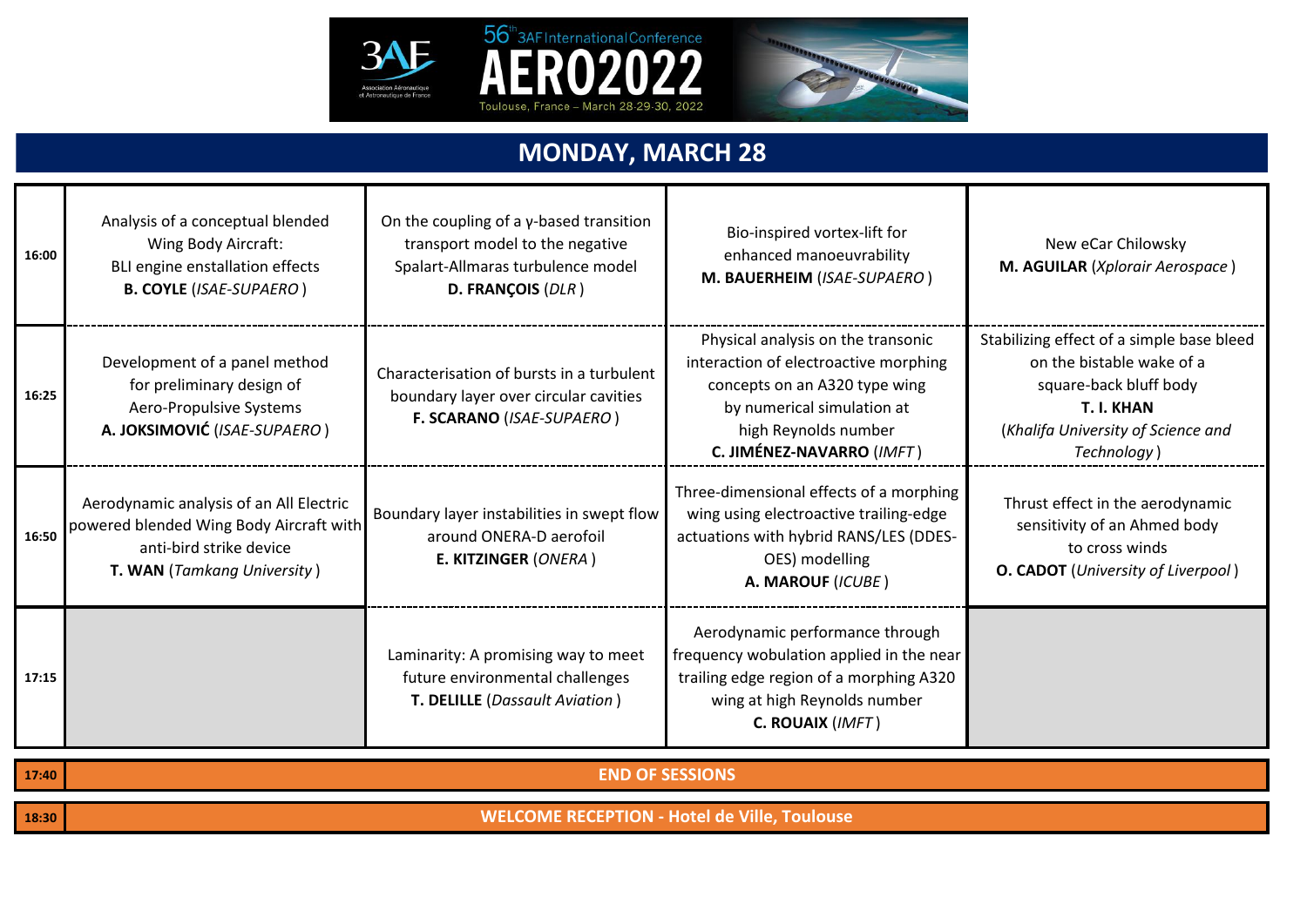## MONDAY, MARCH 28

| | | | | |
|---|---|---|---|---|
| **16:00** | Analysis of a conceptual blended Wing Body Aircraft: BLI engine enstallation effects **B. COYLE** (*ISAE-SUPAERO*) | On the coupling of a γ-based transition transport model to the negative Spalart-Allmaras turbulence model **D. FRANÇOIS** (*DLR*) | Bio-inspired vortex-lift for enhanced manoeuvrability **M. BAUERHEIM** (*ISAE-SUPAERO*) | New eCar Chilowsky **M. AGUILAR** (*Xplorair Aerospace*) |
| **16:25** | Development of a panel method for preliminary design of Aero-Propulsive Systems **A. JOKSIMOVIĆ** (*ISAE-SUPAERO*) | Characterisation of bursts in a turbulent boundary layer over circular cavities **F. SCARANO** (*ISAE-SUPAERO*) | Physical analysis on the transonic interaction of electroactive morphing concepts on an A320 type wing by numerical simulation at high Reynolds number **C. JIMÉNEZ-NAVARRO** (*IMFT*) | Stabilizing effect of a simple base bleed on the bistable wake of a square-back bluff body **T. I. KHAN** (*Khalifa University of Science and Technology*) |
| **16:50** | Aerodynamic analysis of an All Electric powered blended Wing Body Aircraft with anti-bird strike device **T. WAN** (*Tamkang University*) | Boundary layer instabilities in swept flow around ONERA-D aerofoil **E. KITZINGER** (*ONERA*) | Three-dimensional effects of a morphing wing using electroactive trailing-edge actuations with hybrid RANS/LES (DDES-OES) modelling **A. MAROUF** (*ICUBE*) | Thrust effect in the aerodynamic sensitivity of an Ahmed body to cross winds **O. CADOT** (*University of Liverpool*) |
| **17:15** | | Laminarity: A promising way to meet future environmental challenges **T. DELILLE** (*Dassault Aviation*) | Aerodynamic performance through frequency wobulation applied in the near trailing edge region of a morphing A320 wing at high Reynolds number **C. ROUAIX** (*IMFT*) | |
| **17:40** | **END OF SESSIONS** | | | |
| **18:30** | **WELCOME RECEPTION - Hotel de Ville, Toulouse** | | | |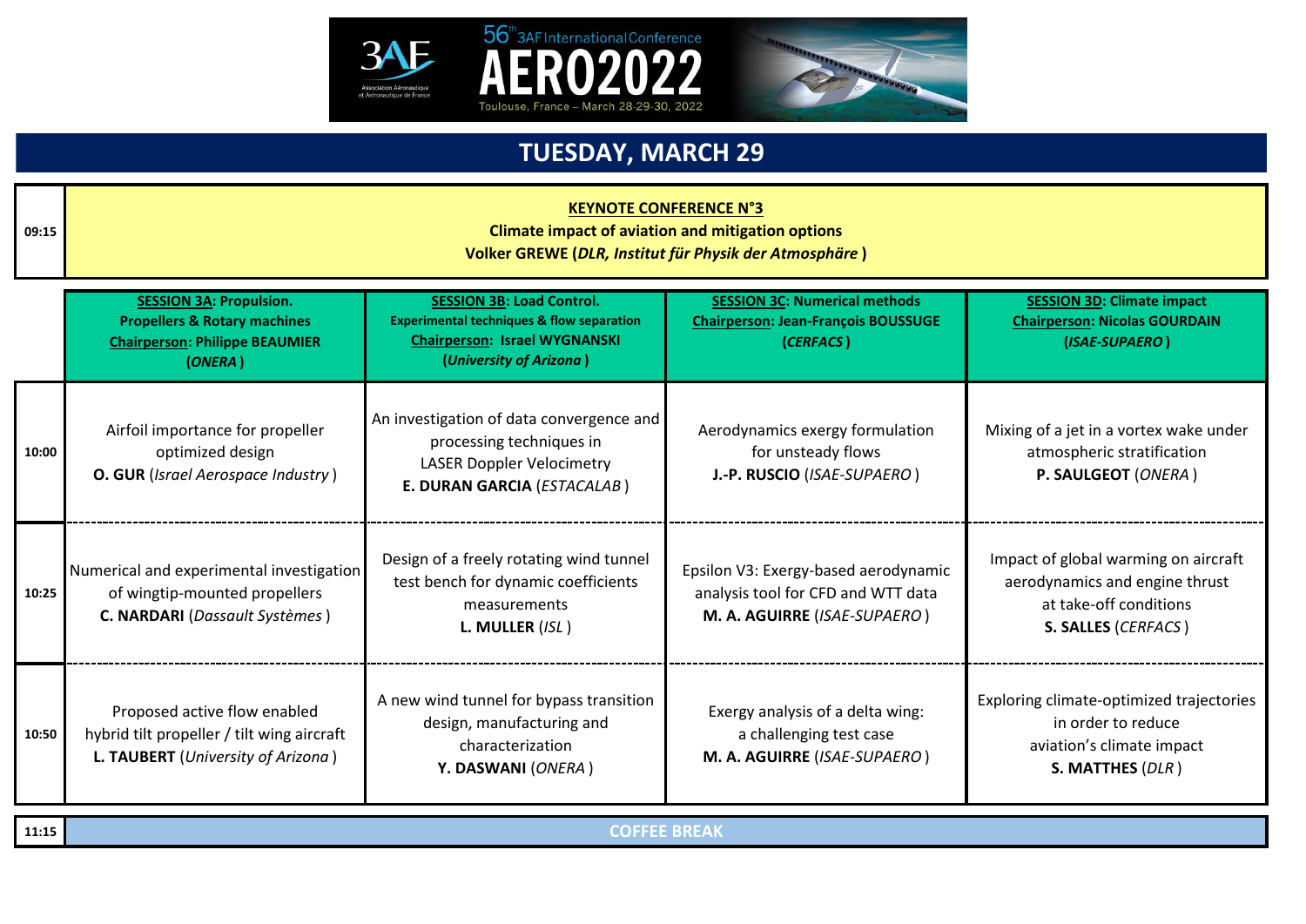56th 3AF International Conference **AERO2022** Toulouse, France – March 28-29-30, 2022

# TUESDAY, MARCH 29

| | |
|---|---|
| 09:15 | **KEYNOTE CONFERENCE N°3**<br>**Climate impact of aviation and mitigation options**<br>**Volker GREWE (*DLR, Institut für Physik der Atmosphäre*)** |

| | **SESSION 3A: Propulsion. Propellers & Rotary machines**<br>**Chairperson: Philippe BEAUMIER (*ONERA*)** | **SESSION 3B: Load Control. Experimental techniques & flow separation**<br>**Chairperson: Israel WYGNANSKI (*University of Arizona*)** | **SESSION 3C: Numerical methods**<br>**Chairperson: Jean-François BOUSSUGE (*CERFACS*)** | **SESSION 3D: Climate impact**<br>**Chairperson: Nicolas GOURDAIN (*ISAE-SUPAERO*)** |
|---|---|---|---|---|
| 10:00 | Airfoil importance for propeller optimized design<br>**O. GUR** (*Israel Aerospace Industry*) | An investigation of data convergence and processing techniques in LASER Doppler Velocimetry<br>**E. DURAN GARCIA** (*ESTACALAB*) | Aerodynamics exergy formulation for unsteady flows<br>**J.-P. RUSCIO** (*ISAE-SUPAERO*) | Mixing of a jet in a vortex wake under atmospheric stratification<br>**P. SAULGEOT** (*ONERA*) |
| 10:25 | Numerical and experimental investigation of wingtip-mounted propellers<br>**C. NARDARI** (*Dassault Systèmes*) | Design of a freely rotating wind tunnel test bench for dynamic coefficients measurements<br>**L. MULLER** (*ISL*) | Epsilon V3: Exergy-based aerodynamic analysis tool for CFD and WTT data<br>**M. A. AGUIRRE** (*ISAE-SUPAERO*) | Impact of global warming on aircraft aerodynamics and engine thrust at take-off conditions<br>**S. SALLES** (*CERFACS*) |
| 10:50 | Proposed active flow enabled hybrid tilt propeller / tilt wing aircraft<br>**L. TAUBERT** (*University of Arizona*) | A new wind tunnel for bypass transition design, manufacturing and characterization<br>**Y. DASWANI** (*ONERA*) | Exergy analysis of a delta wing: a challenging test case<br>**M. A. AGUIRRE** (*ISAE-SUPAERO*) | Exploring climate-optimized trajectories in order to reduce aviation's climate impact<br>**S. MATTHES** (*DLR*) |

| | |
|---|---|
| 11:15 | **COFFEE BREAK** |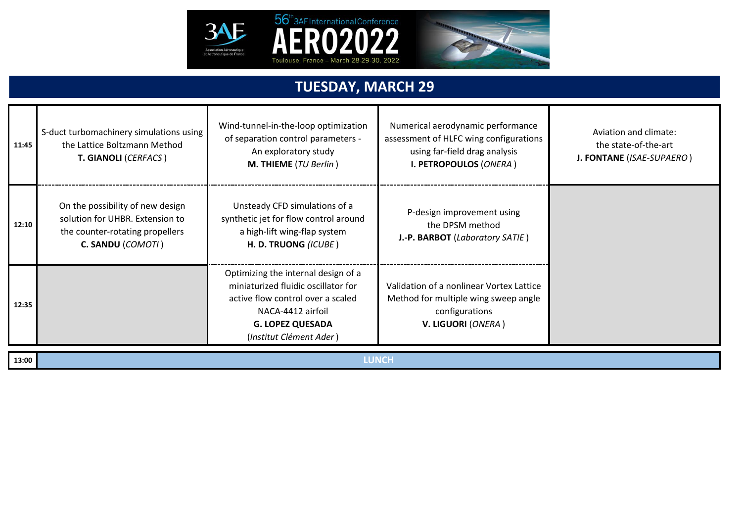## TUESDAY, MARCH 29

| | | | | |
|---|---|---|---|---|
| **11:45** | S-duct turbomachinery simulations using the Lattice Boltzmann Method **T. GIANOLI** (*CERFACS*) | Wind-tunnel-in-the-loop optimization of separation control parameters - An exploratory study **M. THIEME** (*TU Berlin*) | Numerical aerodynamic performance assessment of HLFC wing configurations using far-field drag analysis **I. PETROPOULOS** (*ONERA*) | Aviation and climate: the state-of-the-art **J. FONTANE** (*ISAE-SUPAERO*) |
| **12:10** | On the possibility of new design solution for UHBR. Extension to the counter-rotating propellers **C. SANDU** (*COMOTI*) | Unsteady CFD simulations of a synthetic jet for flow control around a high-lift wing-flap system **H. D. TRUONG** (*ICUBE*) | P-design improvement using the DPSM method **J.-P. BARBOT** (*Laboratory SATIE*) | |
| **12:35** | | Optimizing the internal design of a miniaturized fluidic oscillator for active flow control over a scaled NACA-4412 airfoil **G. LOPEZ QUESADA** (*Institut Clément Ader*) | Validation of a nonlinear Vortex Lattice Method for multiple wing sweep angle configurations **V. LIGUORI** (*ONERA*) | |
| **13:00** | **LUNCH** | | | |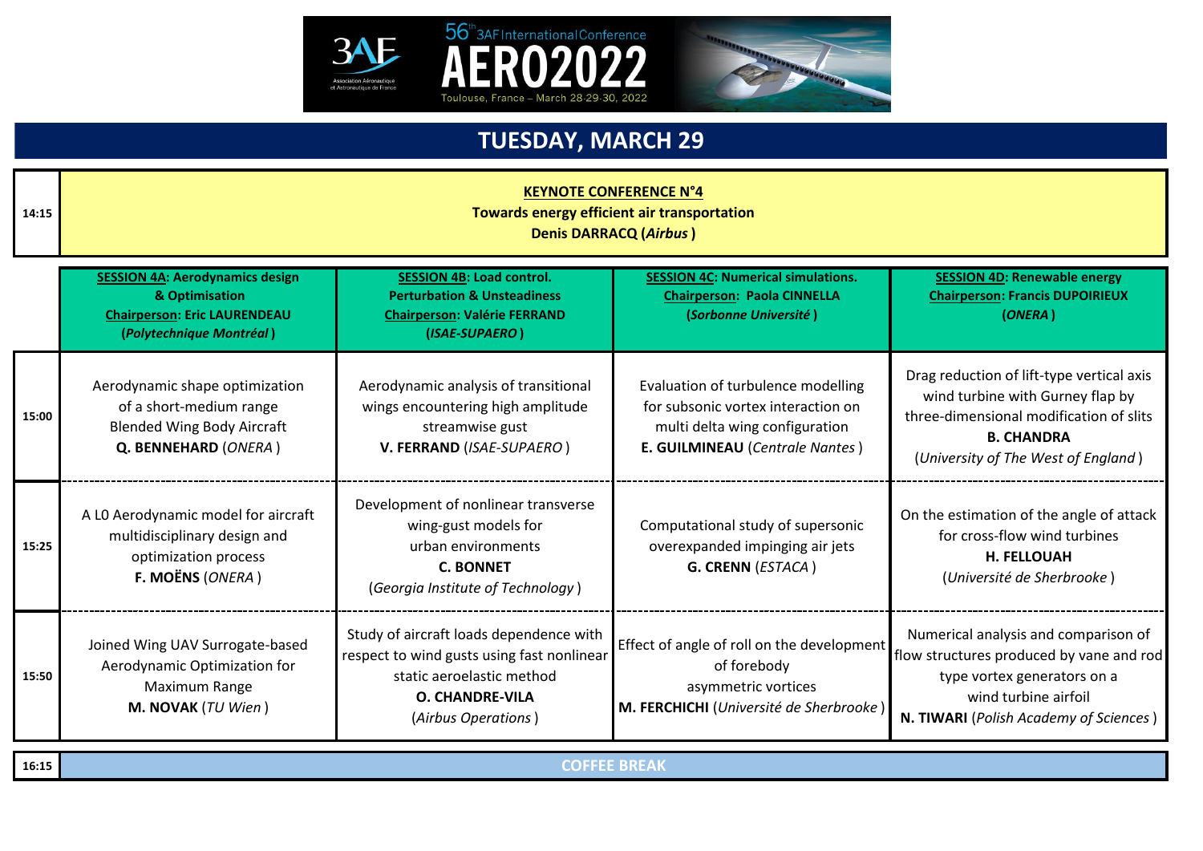# TUESDAY, MARCH 29

| | |
|---|---|
| 14:15 | **KEYNOTE CONFERENCE N°4**<br>**Towards energy efficient air transportation**<br>**Denis DARRACQ (*Airbus*)** |

| | **SESSION 4A: Aerodynamics design & Optimisation**<br>**Chairperson: Eric LAURENDEAU**<br>**(*Polytechnique Montréal*)** | **SESSION 4B: Load control. Perturbation & Unsteadiness**<br>**Chairperson: Valérie FERRAND**<br>**(*ISAE-SUPAERO*)** | **SESSION 4C: Numerical simulations.**<br>**Chairperson: Paola CINNELLA**<br>**(*Sorbonne Université*)** | **SESSION 4D: Renewable energy**<br>**Chairperson: Francis DUPOIRIEUX**<br>**(*ONERA*)** |
|---|---|---|---|---|
| 15:00 | Aerodynamic shape optimization of a short-medium range Blended Wing Body Aircraft<br>**Q. BENNEHARD** (*ONERA*) | Aerodynamic analysis of transitional wings encountering high amplitude streamwise gust<br>**V. FERRAND** (*ISAE-SUPAERO*) | Evaluation of turbulence modelling for subsonic vortex interaction on multi delta wing configuration<br>**E. GUILMINEAU** (*Centrale Nantes*) | Drag reduction of lift-type vertical axis wind turbine with Gurney flap by three-dimensional modification of slits<br>**B. CHANDRA**<br>(*University of The West of England*) |
| 15:25 | A L0 Aerodynamic model for aircraft multidisciplinary design and optimization process<br>**F. MOËNS** (*ONERA*) | Development of nonlinear transverse wing-gust models for urban environments<br>**C. BONNET**<br>(*Georgia Institute of Technology*) | Computational study of supersonic overexpanded impinging air jets<br>**G. CRENN** (*ESTACA*) | On the estimation of the angle of attack for cross-flow wind turbines<br>**H. FELLOUAH**<br>(*Université de Sherbrooke*) |
| 15:50 | Joined Wing UAV Surrogate-based Aerodynamic Optimization for Maximum Range<br>**M. NOVAK** (*TU Wien*) | Study of aircraft loads dependence with respect to wind gusts using fast nonlinear static aeroelastic method<br>**O. CHANDRE-VILA**<br>(*Airbus Operations*) | Effect of angle of roll on the development of forebody asymmetric vortices<br>**M. FERCHICHI** (*Université de Sherbrooke*) | Numerical analysis and comparison of flow structures produced by vane and rod type vortex generators on a wind turbine airfoil<br>**N. TIWARI** (*Polish Academy of Sciences*) |

| | |
|---|---|
| 16:15 | **COFFEE BREAK** |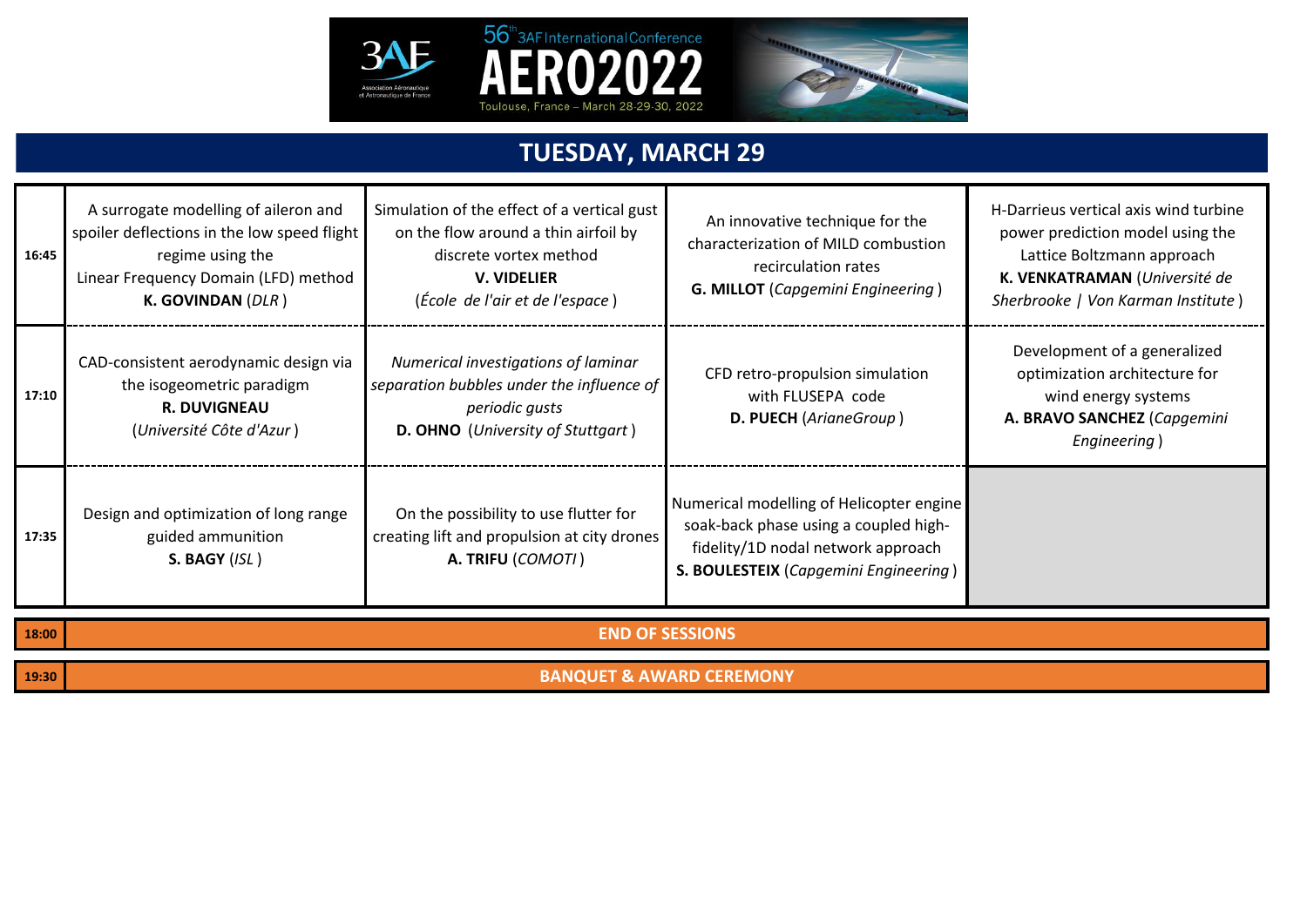## TUESDAY, MARCH 29

| | | | | |
|---|---|---|---|---|
| **16:45** | A surrogate modelling of aileron and spoiler deflections in the low speed flight regime using the Linear Frequency Domain (LFD) method **K. GOVINDAN** (*DLR*) | Simulation of the effect of a vertical gust on the flow around a thin airfoil by discrete vortex method **V. VIDELIER** (*École de l'air et de l'espace*) | An innovative technique for the characterization of MILD combustion recirculation rates **G. MILLOT** (*Capgemini Engineering*) | H-Darrieus vertical axis wind turbine power prediction model using the Lattice Boltzmann approach **K. VENKATRAMAN** (*Université de Sherbrooke \| Von Karman Institute*) |
| **17:10** | CAD-consistent aerodynamic design via the isogeometric paradigm **R. DUVIGNEAU** (*Université Côte d'Azur*) | *Numerical investigations of laminar separation bubbles under the influence of periodic gusts* **D. OHNO** (*University of Stuttgart*) | CFD retro-propulsion simulation with FLUSEPA code **D. PUECH** (*ArianeGroup*) | Development of a generalized optimization architecture for wind energy systems **A. BRAVO SANCHEZ** (*Capgemini Engineering*) |
| **17:35** | Design and optimization of long range guided ammunition **S. BAGY** (*ISL*) | On the possibility to use flutter for creating lift and propulsion at city drones **A. TRIFU** (*COMOTI*) | Numerical modelling of Helicopter engine soak-back phase using a coupled high-fidelity/1D nodal network approach **S. BOULESTEIX** (*Capgemini Engineering*) | |
| **18:00** | **END OF SESSIONS** | | | |
| **19:30** | **BANQUET & AWARD CEREMONY** | | | |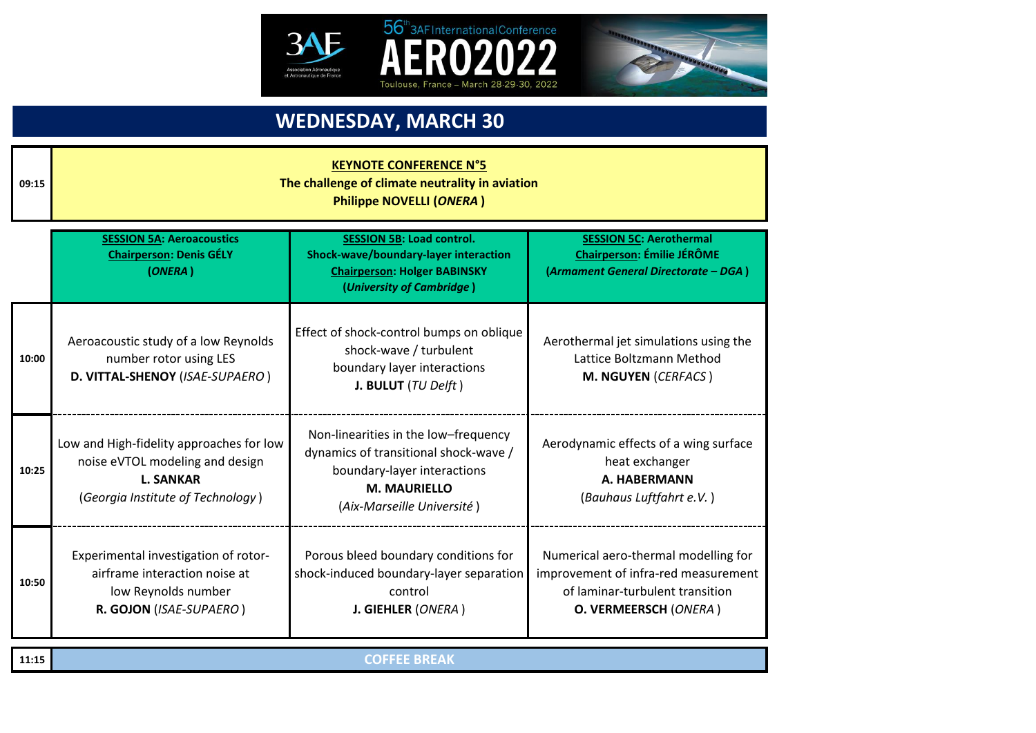56th 3AF International Conference **AERO2022**
Toulouse, France – March 28-29-30, 2022

# WEDNESDAY, MARCH 30

| | |
|---|---|
| 09:15 | **KEYNOTE CONFERENCE N°5**<br>**The challenge of climate neutrality in aviation**<br>**Philippe NOVELLI (*ONERA*)** |

| | **SESSION 5A: Aeroacoustics**<br>**Chairperson: Denis GÉLY**<br>**(*ONERA*)** | **SESSION 5B: Load control. Shock-wave/boundary-layer interaction**<br>**Chairperson: Holger BABINSKY**<br>**(*University of Cambridge*)** | **SESSION 5C: Aerothermal**<br>**Chairperson: Émilie JÉRÔME**<br>**(*Armament General Directorate – DGA*)** |
|---|---|---|---|
| 10:00 | Aeroacoustic study of a low Reynolds number rotor using LES<br>**D. VITTAL-SHENOY** (*ISAE-SUPAERO*) | Effect of shock-control bumps on oblique shock-wave / turbulent boundary layer interactions<br>**J. BULUT** (*TU Delft*) | Aerothermal jet simulations using the Lattice Boltzmann Method<br>**M. NGUYEN** (*CERFACS*) |
| 10:25 | Low and High-fidelity approaches for low noise eVTOL modeling and design<br>**L. SANKAR**<br>(*Georgia Institute of Technology*) | Non-linearities in the low–frequency dynamics of transitional shock-wave / boundary-layer interactions<br>**M. MAURIELLO**<br>(*Aix-Marseille Université*) | Aerodynamic effects of a wing surface heat exchanger<br>**A. HABERMANN**<br>(*Bauhaus Luftfahrt e.V.*) |
| 10:50 | Experimental investigation of rotor-airframe interaction noise at low Reynolds number<br>**R. GOJON** (*ISAE-SUPAERO*) | Porous bleed boundary conditions for shock-induced boundary-layer separation control<br>**J. GIEHLER** (*ONERA*) | Numerical aero-thermal modelling for improvement of infra-red measurement of laminar-turbulent transition<br>**O. VERMEERSCH** (*ONERA*) |
| 11:15 | **COFFEE BREAK** | | |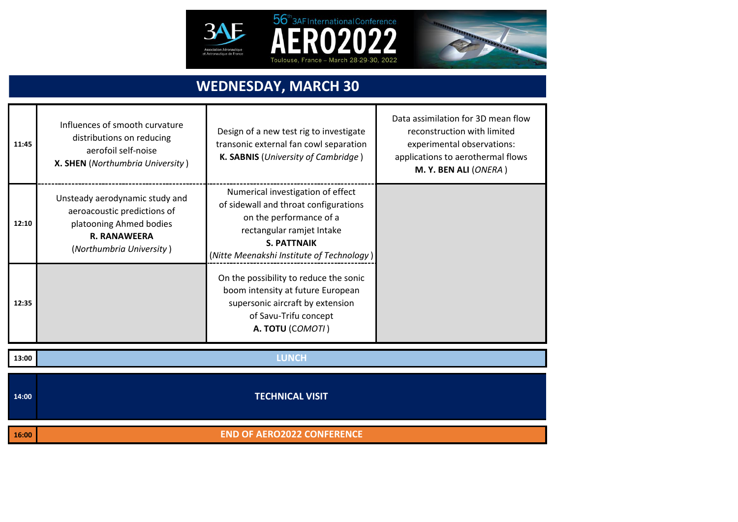56th 3AF International Conference AERO2022 Toulouse, France – March 28-29-30, 2022

## WEDNESDAY, MARCH 30

| | | | |
|---|---|---|---|
| 11:45 | Influences of smooth curvature distributions on reducing aerofoil self-noise **X. SHEN** (*Northumbria University*) | Design of a new test rig to investigate transonic external fan cowl separation **K. SABNIS** (*University of Cambridge*) | Data assimilation for 3D mean flow reconstruction with limited experimental observations: applications to aerothermal flows **M. Y. BEN ALI** (*ONERA*) |
| 12:10 | Unsteady aerodynamic study and aeroacoustic predictions of platooning Ahmed bodies **R. RANAWEERA** (*Northumbria University*) | Numerical investigation of effect of sidewall and throat configurations on the performance of a rectangular ramjet Intake **S. PATTNAIK** (*Nitte Meenakshi Institute of Technology*) | |
| 12:35 | | On the possibility to reduce the sonic boom intensity at future European supersonic aircraft by extension of Savu-Trifu concept **A. TOTU** (*COMOTI*) | |
| 13:00 | **LUNCH** | | |
| 14:00 | **TECHNICAL VISIT** | | |
| 16:00 | **END OF AERO2022 CONFERENCE** | | |